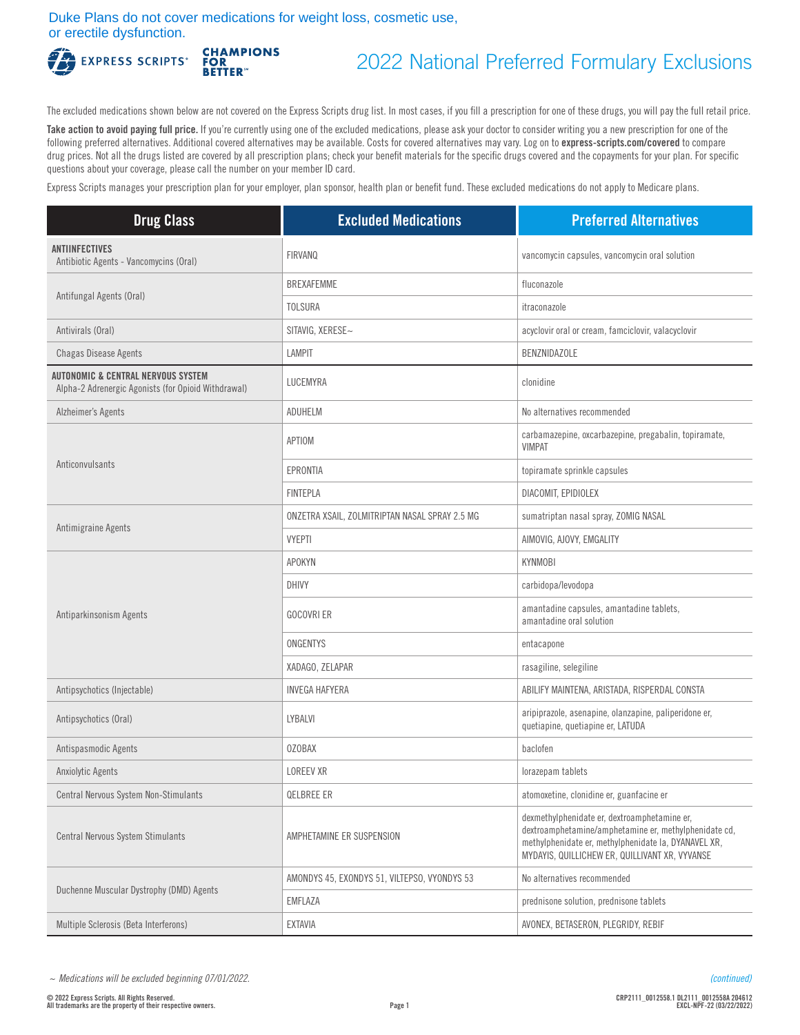Duke Plans do not cover medications for weight loss, cosmetic use, or erectile dysfunction.

EXPRESS SCRIPTS® CHAMPIONS FOR BETTER™

# 2022 National Preferred Formulary Exclusions

The excluded medications shown below are not covered on the Express Scripts drug list. In most cases, if you fill a prescription for one of these drugs, you will pay the full retail price.

**Take action to avoid paying full price.** If you're currently using one of the excluded medications, please ask your doctor to consider writing you a new prescription for one of the following preferred alternatives. Additional covered alternatives may be available. Costs for covered alternatives may vary. Log on to **express-scripts.com/covered** to compare drug prices. Not all the drugs listed are covered by all prescription plans; check your benefit materials for the specific drugs covered and the copayments for your plan. For specific questions about your coverage, please call the number on your member ID card.

Express Scripts manages your prescription plan for your employer, plan sponsor, health plan or benefit fund. These excluded medications do not apply to Medicare plans.

| Drug Class | Excluded Medications | Preferred Alternatives |
|---|---|---|
| **ANTIINFECTIVES** Antibiotic Agents - Vancomycins (Oral) | FIRVANQ | vancomycin capsules, vancomycin oral solution |
| Antifungal Agents (Oral) | BREXAFEMME | fluconazole |
| | TOLSURA | itraconazole |
| Antivirals (Oral) | SITAVIG, XERESE~ | acyclovir oral or cream, famciclovir, valacyclovir |
| Chagas Disease Agents | LAMPIT | BENZNIDAZOLE |
| **AUTONOMIC & CENTRAL NERVOUS SYSTEM** Alpha-2 Adrenergic Agonists (for Opioid Withdrawal) | LUCEMYRA | clonidine |
| Alzheimer's Agents | ADUHELM | No alternatives recommended |
| Anticonvulsants | APTIOM | carbamazepine, oxcarbazepine, pregabalin, topiramate, VIMPAT |
| | EPRONTIA | topiramate sprinkle capsules |
| | FINTEPLA | DIACOMIT, EPIDIOLEX |
| Antimigraine Agents | ONZETRA XSAIL, ZOLMITRIPTAN NASAL SPRAY 2.5 MG | sumatriptan nasal spray, ZOMIG NASAL |
| | VYEPTI | AIMOVIG, AJOVY, EMGALITY |
| Antiparkinsonism Agents | APOKYN | KYNMOBI |
| | DHIVY | carbidopa/levodopa |
| | GOCOVRI ER | amantadine capsules, amantadine tablets, amantadine oral solution |
| | ONGENTYS | entacapone |
| | XADAGO, ZELAPAR | rasagiline, selegiline |
| Antipsychotics (Injectable) | INVEGA HAFYERA | ABILIFY MAINTENA, ARISTADA, RISPERDAL CONSTA |
| Antipsychotics (Oral) | LYBALVI | aripiprazole, asenapine, olanzapine, paliperidone er, quetiapine, quetiapine er, LATUDA |
| Antispasmodic Agents | OZOBAX | baclofen |
| Anxiolytic Agents | LOREEV XR | lorazepam tablets |
| Central Nervous System Non-Stimulants | QELBREE ER | atomoxetine, clonidine er, guanfacine er |
| Central Nervous System Stimulants | AMPHETAMINE ER SUSPENSION | dexmethylphenidate er, dextroamphetamine er, dextroamphetamine/amphetamine er, methylphenidate cd, methylphenidate er, methylphenidate la, DYANAVEL XR, MYDAYIS, QUILLICHEW ER, QUILLIVANT XR, VYVANSE |
| Duchenne Muscular Dystrophy (DMD) Agents | AMONDYS 45, EXONDYS 51, VILTEPSO, VYONDYS 53 | No alternatives recommended |
| | EMFLAZA | prednisone solution, prednisone tablets |
| Multiple Sclerosis (Beta Interferons) | EXTAVIA | AVONEX, BETASERON, PLEGRIDY, REBIF |

*~ Medications will be excluded beginning 07/01/2022.*

*(continued)*

© 2022 Express Scripts. All Rights Reserved.
All trademarks are the property of their respective owners.

CRP2111_0012558.1 DL2111_0012558A 204612
EXCL-NPF-22 (03/22/2022)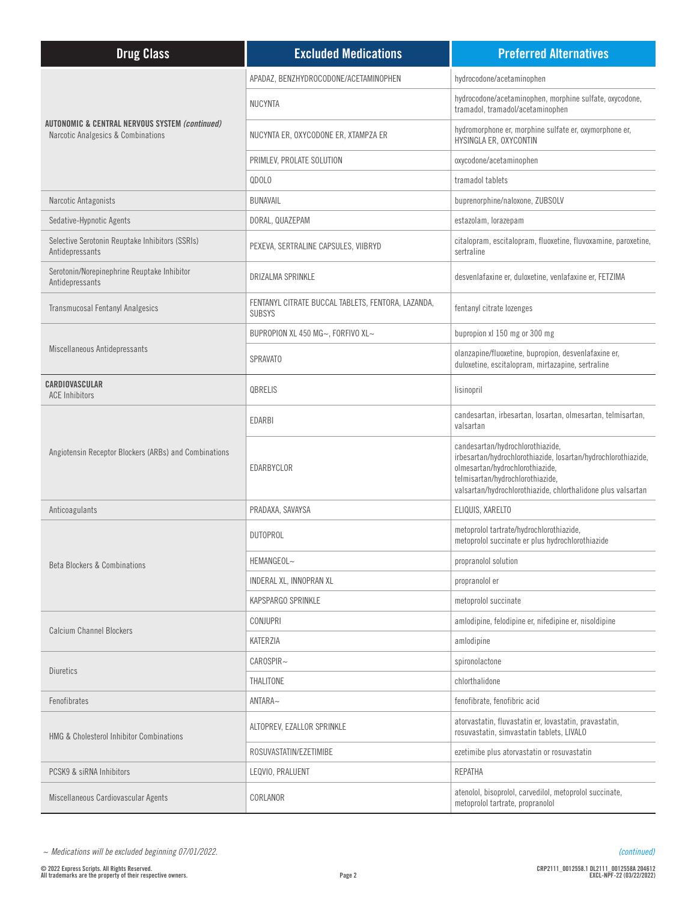| Drug Class | Excluded Medications | Preferred Alternatives |
|---|---|---|
| **AUTONOMIC & CENTRAL NERVOUS SYSTEM** ***(continued)*** Narcotic Analgesics & Combinations | APADAZ, BENZHYDROCODONE/ACETAMINOPHEN | hydrocodone/acetaminophen |
| | NUCYNTA | hydrocodone/acetaminophen, morphine sulfate, oxycodone, tramadol, tramadol/acetaminophen |
| | NUCYNTA ER, OXYCODONE ER, XTAMPZA ER | hydromorphone er, morphine sulfate er, oxymorphone er, HYSINGLA ER, OXYCONTIN |
| | PRIMLEV, PROLATE SOLUTION | oxycodone/acetaminophen |
| | QDOLO | tramadol tablets |
| Narcotic Antagonists | BUNAVAIL | buprenorphine/naloxone, ZUBSOLV |
| Sedative-Hypnotic Agents | DORAL, QUAZEPAM | estazolam, lorazepam |
| Selective Serotonin Reuptake Inhibitors (SSRIs) Antidepressants | PEXEVA, SERTRALINE CAPSULES, VIIBRYD | citalopram, escitalopram, fluoxetine, fluvoxamine, paroxetine, sertraline |
| Serotonin/Norepinephrine Reuptake Inhibitor Antidepressants | DRIZALMA SPRINKLE | desvenlafaxine er, duloxetine, venlafaxine er, FETZIMA |
| Transmucosal Fentanyl Analgesics | FENTANYL CITRATE BUCCAL TABLETS, FENTORA, LAZANDA, SUBSYS | fentanyl citrate lozenges |
| Miscellaneous Antidepressants | BUPROPION XL 450 MG~, FORFIVO XL~ | bupropion xl 150 mg or 300 mg |
| | SPRAVATO | olanzapine/fluoxetine, bupropion, desvenlafaxine er, duloxetine, escitalopram, mirtazapine, sertraline |
| **CARDIOVASCULAR** ACE Inhibitors | QBRELIS | lisinopril |
| Angiotensin Receptor Blockers (ARBs) and Combinations | EDARBI | candesartan, irbesartan, losartan, olmesartan, telmisartan, valsartan |
| | EDARBYCLOR | candesartan/hydrochlorothiazide, irbesartan/hydrochlorothiazide, losartan/hydrochlorothiazide, olmesartan/hydrochlorothiazide, telmisartan/hydrochlorothiazide, valsartan/hydrochlorothiazide, chlorthalidone plus valsartan |
| Anticoagulants | PRADAXA, SAVAYSA | ELIQUIS, XARELTO |
| Beta Blockers & Combinations | DUTOPROL | metoprolol tartrate/hydrochlorothiazide, metoprolol succinate er plus hydrochlorothiazide |
| | HEMANGEOL~ | propranolol solution |
| | INDERAL XL, INNOPRAN XL | propranolol er |
| | KAPSPARGO SPRINKLE | metoprolol succinate |
| Calcium Channel Blockers | CONJUPRI | amlodipine, felodipine er, nifedipine er, nisoldipine |
| | KATERZIA | amlodipine |
| Diuretics | CAROSPIR~ | spironolactone |
| | THALITONE | chlorthalidone |
| Fenofibrates | ANTARA~ | fenofibrate, fenofibric acid |
| HMG & Cholesterol Inhibitor Combinations | ALTOPREV, EZALLOR SPRINKLE | atorvastatin, fluvastatin er, lovastatin, pravastatin, rosuvastatin, simvastatin tablets, LIVALO |
| | ROSUVASTATIN/EZETIMIBE | ezetimibe plus atorvastatin or rosuvastatin |
| PCSK9 & siRNA Inhibitors | LEQVIO, PRALUENT | REPATHA |
| Miscellaneous Cardiovascular Agents | CORLANOR | atenolol, bisoprolol, carvedilol, metoprolol succinate, metoprolol tartrate, propranolol |

*~ Medications will be excluded beginning 07/01/2022.*

*(continued)*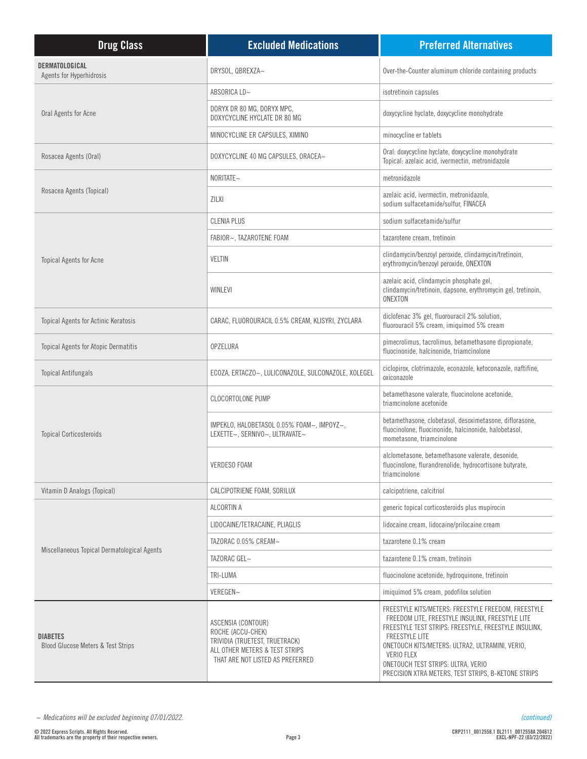| Drug Class | Excluded Medications | Preferred Alternatives |
| --- | --- | --- |
| **DERMATOLOGICAL** Agents for Hyperhidrosis | DRYSOL, QBREXZA~ | Over-the-Counter aluminum chloride containing products |
| Oral Agents for Acne | ABSORICA LD~ | isotretinoin capsules |
| | DORYX DR 80 MG, DORYX MPC, DOXYCYCLINE HYCLATE DR 80 MG | doxycycline hyclate, doxycycline monohydrate |
| | MINOCYCLINE ER CAPSULES, XIMINO | minocycline er tablets |
| Rosacea Agents (Oral) | DOXYCYCLINE 40 MG CAPSULES, ORACEA~ | Oral: doxycycline hyclate, doxycycline monohydrate<br>Topical: azelaic acid, ivermectin, metronidazole |
| Rosacea Agents (Topical) | NORITATE~ | metronidazole |
| | ZILXI | azelaic acid, ivermectin, metronidazole, sodium sulfacetamide/sulfur, FINACEA |
| Topical Agents for Acne | CLENIA PLUS | sodium sulfacetamide/sulfur |
| | FABIOR~, TAZAROTENE FOAM | tazarotene cream, tretinoin |
| | VELTIN | clindamycin/benzoyl peroxide, clindamycin/tretinoin, erythromycin/benzoyl peroxide, ONEXTON |
| | WINLEVI | azelaic acid, clindamycin phosphate gel, clindamycin/tretinoin, dapsone, erythromycin gel, tretinoin, ONEXTON |
| Topical Agents for Actinic Keratosis | CARAC, FLUOROURACIL 0.5% CREAM, KLISYRI, ZYCLARA | diclofenac 3% gel, fluorouracil 2% solution, fluorouracil 5% cream, imiquimod 5% cream |
| Topical Agents for Atopic Dermatitis | OPZELURA | pimecrolimus, tacrolimus, betamethasone dipropionate, fluocinonide, halcinonide, triamcinolone |
| Topical Antifungals | ECOZA, ERTACZO~, LULICONAZOLE, SULCONAZOLE, XOLEGEL | ciclopirox, clotrimazole, econazole, ketoconazole, naftifine, oxiconazole |
| Topical Corticosteroids | CLOCORTOLONE PUMP | betamethasone valerate, fluocinolone acetonide, triamcinolone acetonide |
| | IMPEKLO, HALOBETASOL 0.05% FOAM~, IMPOYZ~, LEXETTE~, SERNIVO~, ULTRAVATE~ | betamethasone, clobetasol, desoximetasone, diflorasone, fluocinolone, fluocinonide, halcinonide, halobetasol, mometasone, triamcinolone |
| | VERDESO FOAM | alclometasone, betamethasone valerate, desonide, fluocinolone, flurandrenolide, hydrocortisone butyrate, triamcinolone |
| Vitamin D Analogs (Topical) | CALCIPOTRIENE FOAM, SORILUX | calcipotriene, calcitriol |
| Miscellaneous Topical Dermatological Agents | ALCORTIN A | generic topical corticosteroids plus mupirocin |
| | LIDOCAINE/TETRACAINE, PLIAGLIS | lidocaine cream, lidocaine/prilocaine cream |
| | TAZORAC 0.05% CREAM~ | tazarotene 0.1% cream |
| | TAZORAC GEL~ | tazarotene 0.1% cream, tretinoin |
| | TRI-LUMA | fluocinolone acetonide, hydroquinone, tretinoin |
| | VEREGEN~ | imiquimod 5% cream, podofilox solution |
| **DIABETES** Blood Glucose Meters & Test Strips | ASCENSIA (CONTOUR)<br>ROCHE (ACCU-CHEK)<br>TRIVIDIA (TRUETEST, TRUETRACK)<br>ALL OTHER METERS & TEST STRIPS THAT ARE NOT LISTED AS PREFERRED | FREESTYLE KITS/METERS: FREESTYLE FREEDOM, FREESTYLE FREEDOM LITE, FREESTYLE INSULINX, FREESTYLE LITE<br>FREESTYLE TEST STRIPS: FREESTYLE, FREESTYLE INSULINX, FREESTYLE LITE<br>ONETOUCH KITS/METERS: ULTRA2, ULTRAMINI, VERIO, VERIO FLEX<br>ONETOUCH TEST STRIPS: ULTRA, VERIO<br>PRECISION XTRA METERS, TEST STRIPS, B-KETONE STRIPS |

*~ Medications will be excluded beginning 07/01/2022.*

*(continued)*

© 2022 Express Scripts. All Rights Reserved.
All trademarks are the property of their respective owners.

CRP2111_0012558.1 DL2111_0012558A 204612
EXCL-NPF-22 (03/22/2022)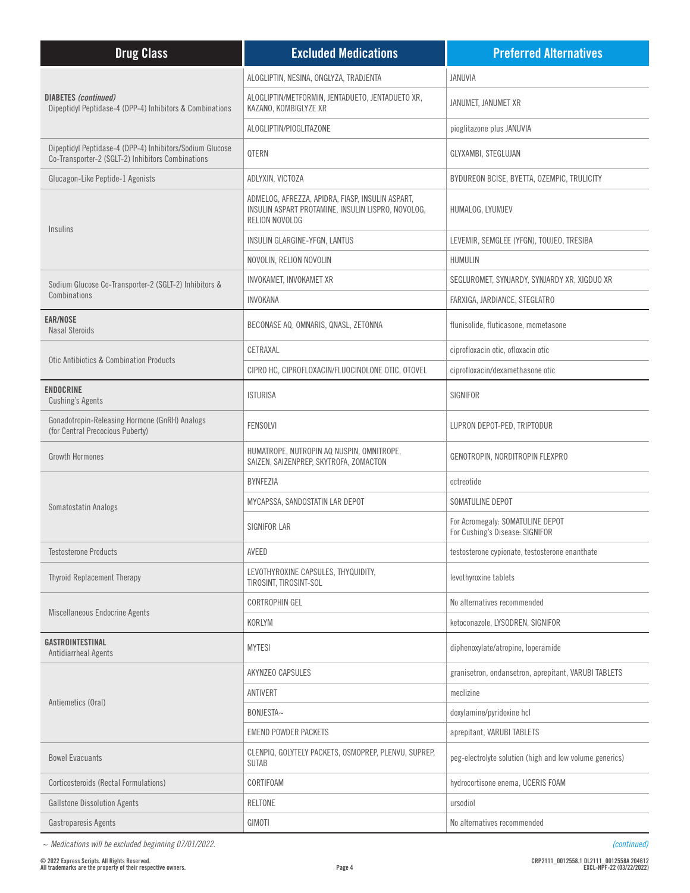| Drug Class | Excluded Medications | Preferred Alternatives |
|---|---|---|
| **DIABETES** *(continued)* Dipeptidyl Peptidase-4 (DPP-4) Inhibitors & Combinations | ALOGLIPTIN, NESINA, ONGLYZA, TRADJENTA | JANUVIA |
| | ALOGLIPTIN/METFORMIN, JENTADUETO, JENTADUETO XR, KAZANO, KOMBIGLYZE XR | JANUMET, JANUMET XR |
| | ALOGLIPTIN/PIOGLITAZONE | pioglitazone plus JANUVIA |
| Dipeptidyl Peptidase-4 (DPP-4) Inhibitors/Sodium Glucose Co-Transporter-2 (SGLT-2) Inhibitors Combinations | QTERN | GLYXAMBI, STEGLUJAN |
| Glucagon-Like Peptide-1 Agonists | ADLYXIN, VICTOZA | BYDUREON BCISE, BYETTA, OZEMPIC, TRULICITY |
| Insulins | ADMELOG, AFREZZA, APIDRA, FIASP, INSULIN ASPART, INSULIN ASPART PROTAMINE, INSULIN LISPRO, NOVOLOG, RELION NOVOLOG | HUMALOG, LYUMJEV |
| | INSULIN GLARGINE-YFGN, LANTUS | LEVEMIR, SEMGLEE (YFGN), TOUJEO, TRESIBA |
| | NOVOLIN, RELION NOVOLIN | HUMULIN |
| Sodium Glucose Co-Transporter-2 (SGLT-2) Inhibitors & Combinations | INVOKAMET, INVOKAMET XR | SEGLUROMET, SYNJARDY, SYNJARDY XR, XIGDUO XR |
| | INVOKANA | FARXIGA, JARDIANCE, STEGLATRO |
| **EAR/NOSE** Nasal Steroids | BECONASE AQ, OMNARIS, QNASL, ZETONNA | flunisolide, fluticasone, mometasone |
| Otic Antibiotics & Combination Products | CETRAXAL | ciprofloxacin otic, ofloxacin otic |
| | CIPRO HC, CIPROFLOXACIN/FLUOCINOLONE OTIC, OTOVEL | ciprofloxacin/dexamethasone otic |
| **ENDOCRINE** Cushing's Agents | ISTURISA | SIGNIFOR |
| Gonadotropin-Releasing Hormone (GnRH) Analogs (for Central Precocious Puberty) | FENSOLVI | LUPRON DEPOT-PED, TRIPTODUR |
| Growth Hormones | HUMATROPE, NUTROPIN AQ NUSPIN, OMNITROPE, SAIZEN, SAIZENPREP, SKYTROFA, ZOMACTON | GENOTROPIN, NORDITROPIN FLEXPRO |
| Somatostatin Analogs | BYNFEZIA | octreotide |
| | MYCAPSSA, SANDOSTATIN LAR DEPOT | SOMATULINE DEPOT |
| | SIGNIFOR LAR | For Acromegaly: SOMATULINE DEPOT For Cushing's Disease: SIGNIFOR |
| Testosterone Products | AVEED | testosterone cypionate, testosterone enanthate |
| Thyroid Replacement Therapy | LEVOTHYROXINE CAPSULES, THYQUIDITY, TIROSINT, TIROSINT-SOL | levothyroxine tablets |
| Miscellaneous Endocrine Agents | CORTROPHIN GEL | No alternatives recommended |
| | KORLYM | ketoconazole, LYSODREN, SIGNIFOR |
| **GASTROINTESTINAL** Antidiarrheal Agents | MYTESI | diphenoxylate/atropine, loperamide |
| Antiemetics (Oral) | AKYNZEO CAPSULES | granisetron, ondansetron, aprepitant, VARUBI TABLETS |
| | ANTIVERT | meclizine |
| | BONJESTA~ | doxylamine/pyridoxine hcl |
| | EMEND POWDER PACKETS | aprepitant, VARUBI TABLETS |
| Bowel Evacuants | CLENPIQ, GOLYTELY PACKETS, OSMOPREP, PLENVU, SUPREP, SUTAB | peg-electrolyte solution (high and low volume generics) |
| Corticosteroids (Rectal Formulations) | CORTIFOAM | hydrocortisone enema, UCERIS FOAM |
| Gallstone Dissolution Agents | RELTONE | ursodiol |
| Gastroparesis Agents | GIMOTI | No alternatives recommended |

*~ Medications will be excluded beginning 07/01/2022.*

*(continued)*

© 2022 Express Scripts. All Rights Reserved.
All trademarks are the property of their respective owners.

CRP2111_0012558.1 DL2111_0012558A 204612
EXCL-NPF-22 (03/22/2022)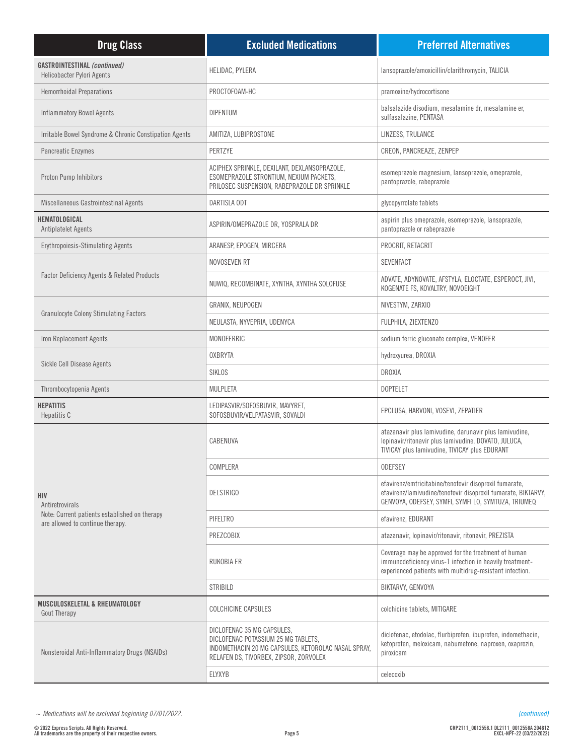| Drug Class | Excluded Medications | Preferred Alternatives |
|---|---|---|
| **GASTROINTESTINAL** *(continued)* Helicobacter Pylori Agents | HELIDAC, PYLERA | lansoprazole/amoxicillin/clarithromycin, TALICIA |
| Hemorrhoidal Preparations | PROCTOFOAM-HC | pramoxine/hydrocortisone |
| Inflammatory Bowel Agents | DIPENTUM | balsalazide disodium, mesalamine dr, mesalamine er, sulfasalazine, PENTASA |
| Irritable Bowel Syndrome & Chronic Constipation Agents | AMITIZA, LUBIPROSTONE | LINZESS, TRULANCE |
| Pancreatic Enzymes | PERTZYE | CREON, PANCREAZE, ZENPEP |
| Proton Pump Inhibitors | ACIPHEX SPRINKLE, DEXILANT, DEXLANSOPRAZOLE, ESOMEPRAZOLE STRONTIUM, NEXIUM PACKETS, PRILOSEC SUSPENSION, RABEPRAZOLE DR SPRINKLE | esomeprazole magnesium, lansoprazole, omeprazole, pantoprazole, rabeprazole |
| Miscellaneous Gastrointestinal Agents | DARTISLA ODT | glycopyrrolate tablets |
| **HEMATOLOGICAL** Antiplatelet Agents | ASPIRIN/OMEPRAZOLE DR, YOSPRALA DR | aspirin plus omeprazole, esomeprazole, lansoprazole, pantoprazole or rabeprazole |
| Erythropoiesis-Stimulating Agents | ARANESP, EPOGEN, MIRCERA | PROCRIT, RETACRIT |
| Factor Deficiency Agents & Related Products | NOVOSEVEN RT | SEVENFACT |
| | NUWIQ, RECOMBINATE, XYNTHA, XYNTHA SOLOFUSE | ADVATE, ADYNOVATE, AFSTYLA, ELOCTATE, ESPEROCT, JIVI, KOGENATE FS, KOVALTRY, NOVOEIGHT |
| Granulocyte Colony Stimulating Factors | GRANIX, NEUPOGEN | NIVESTYM, ZARXIO |
| | NEULASTA, NYVEPRIA, UDENYCA | FULPHILA, ZIEXTENZO |
| Iron Replacement Agents | MONOFERRIC | sodium ferric gluconate complex, VENOFER |
| Sickle Cell Disease Agents | OXBRYTA | hydroxyurea, DROXIA |
| | SIKLOS | DROXIA |
| Thrombocytopenia Agents | MULPLETA | DOPTELET |
| **HEPATITIS** Hepatitis C | LEDIPASVIR/SOFOSBUVIR, MAVYRET, SOFOSBUVIR/VELPATASVIR, SOVALDI | EPCLUSA, HARVONI, VOSEVI, ZEPATIER |
| **HIV** Antiretrovirals Note: Current patients established on therapy are allowed to continue therapy. | CABENUVA | atazanavir plus lamivudine, darunavir plus lamivudine, lopinavir/ritonavir plus lamivudine, DOVATO, JULUCA, TIVICAY plus lamivudine, TIVICAY plus EDURANT |
| | COMPLERA | ODEFSEY |
| | DELSTRIGO | efavirenz/emtricitabine/tenofovir disoproxil fumarate, efavirenz/lamivudine/tenofovir disoproxil fumarate, BIKTARVY, GENVOYA, ODEFSEY, SYMFI, SYMFI LO, SYMTUZA, TRIUMEQ |
| | PIFELTRO | efavirenz, EDURANT |
| | PREZCOBIX | atazanavir, lopinavir/ritonavir, ritonavir, PREZISTA |
| | RUKOBIA ER | Coverage may be approved for the treatment of human immunodeficiency virus-1 infection in heavily treatment-experienced patients with multidrug-resistant infection. |
| | STRIBILD | BIKTARVY, GENVOYA |
| **MUSCULOSKELETAL & RHEUMATOLOGY** Gout Therapy | COLCHICINE CAPSULES | colchicine tablets, MITIGARE |
| Nonsteroidal Anti-Inflammatory Drugs (NSAIDs) | DICLOFENAC 35 MG CAPSULES, DICLOFENAC POTASSIUM 25 MG TABLETS, INDOMETHACIN 20 MG CAPSULES, KETOROLAC NASAL SPRAY, RELAFEN DS, TIVORBEX, ZIPSOR, ZORVOLEX | diclofenac, etodolac, flurbiprofen, ibuprofen, indomethacin, ketoprofen, meloxicam, nabumetone, naproxen, oxaprozin, piroxicam |
| | ELYXYB | celecoxib |

~ *Medications will be excluded beginning 07/01/2022.*

*(continued)*

© 2022 Express Scripts. All Rights Reserved.
All trademarks are the property of their respective owners.

CRP2111_0012558.1 DL2111_0012558A 204612
EXCL-NPF-22 (03/22/2022)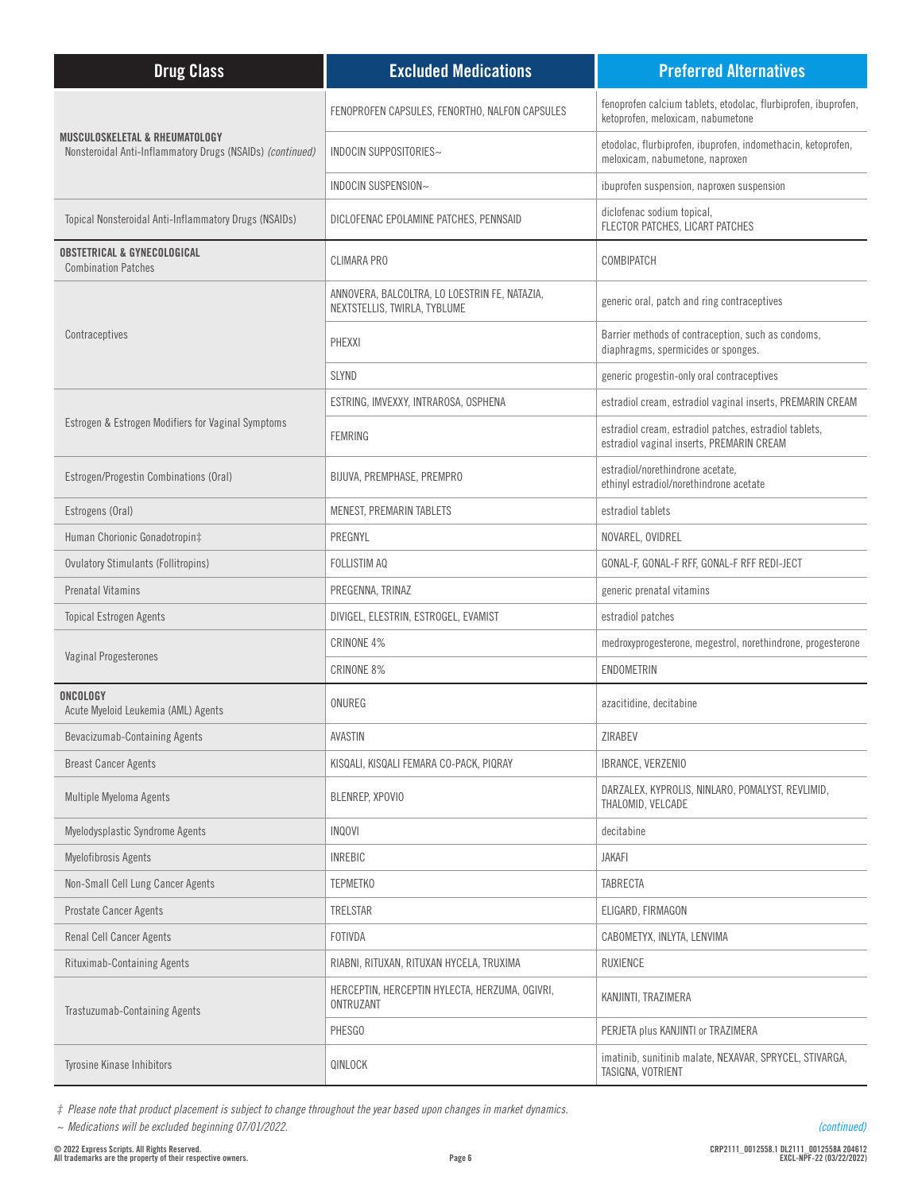| Drug Class | Excluded Medications | Preferred Alternatives |
|---|---|---|
| **MUSCULOSKELETAL & RHEUMATOLOGY** Nonsteroidal Anti-Inflammatory Drugs (NSAIDs) *(continued)* | FENOPROFEN CAPSULES, FENORTHO, NALFON CAPSULES | fenoprofen calcium tablets, etodolac, flurbiprofen, ibuprofen, ketoprofen, meloxicam, nabumetone |
| | INDOCIN SUPPOSITORIES~ | etodolac, flurbiprofen, ibuprofen, indomethacin, ketoprofen, meloxicam, nabumetone, naproxen |
| | INDOCIN SUSPENSION~ | ibuprofen suspension, naproxen suspension |
| Topical Nonsteroidal Anti-Inflammatory Drugs (NSAIDs) | DICLOFENAC EPOLAMINE PATCHES, PENNSAID | diclofenac sodium topical, FLECTOR PATCHES, LICART PATCHES |
| **OBSTETRICAL & GYNECOLOGICAL** Combination Patches | CLIMARA PRO | COMBIPATCH |
| Contraceptives | ANNOVERA, BALCOLTRA, LO LOESTRIN FE, NATAZIA, NEXTSTELLIS, TWIRLA, TYBLUME | generic oral, patch and ring contraceptives |
| | PHEXXI | Barrier methods of contraception, such as condoms, diaphragms, spermicides or sponges. |
| | SLYND | generic progestin-only oral contraceptives |
| Estrogen & Estrogen Modifiers for Vaginal Symptoms | ESTRING, IMVEXXY, INTRAROSA, OSPHENA | estradiol cream, estradiol vaginal inserts, PREMARIN CREAM |
| | FEMRING | estradiol cream, estradiol patches, estradiol tablets, estradiol vaginal inserts, PREMARIN CREAM |
| Estrogen/Progestin Combinations (Oral) | BIJUVA, PREMPHASE, PREMPRO | estradiol/norethindrone acetate, ethinyl estradiol/norethindrone acetate |
| Estrogens (Oral) | MENEST, PREMARIN TABLETS | estradiol tablets |
| Human Chorionic Gonadotropin‡ | PREGNYL | NOVAREL, OVIDREL |
| Ovulatory Stimulants (Follitropins) | FOLLISTIM AQ | GONAL-F, GONAL-F RFF, GONAL-F RFF REDI-JECT |
| Prenatal Vitamins | PREGENNA, TRINAZ | generic prenatal vitamins |
| Topical Estrogen Agents | DIVIGEL, ELESTRIN, ESTROGEL, EVAMIST | estradiol patches |
| Vaginal Progesterones | CRINONE 4% | medroxyprogesterone, megestrol, norethindrone, progesterone |
| | CRINONE 8% | ENDOMETRIN |
| **ONCOLOGY** Acute Myeloid Leukemia (AML) Agents | ONUREG | azacitidine, decitabine |
| Bevacizumab-Containing Agents | AVASTIN | ZIRABEV |
| Breast Cancer Agents | KISQALI, KISQALI FEMARA CO-PACK, PIQRAY | IBRANCE, VERZENIO |
| Multiple Myeloma Agents | BLENREP, XPOVIO | DARZALEX, KYPROLIS, NINLARO, POMALYST, REVLIMID, THALOMID, VELCADE |
| Myelodysplastic Syndrome Agents | INQOVI | decitabine |
| Myelofibrosis Agents | INREBIC | JAKAFI |
| Non-Small Cell Lung Cancer Agents | TEPMETKO | TABRECTA |
| Prostate Cancer Agents | TRELSTAR | ELIGARD, FIRMAGON |
| Renal Cell Cancer Agents | FOTIVDA | CABOMETYX, INLYTA, LENVIMA |
| Rituximab-Containing Agents | RIABNI, RITUXAN, RITUXAN HYCELA, TRUXIMA | RUXIENCE |
| Trastuzumab-Containing Agents | HERCEPTIN, HERCEPTIN HYLECTA, HERZUMA, OGIVRI, ONTRUZANT | KANJINTI, TRAZIMERA |
| | PHESGO | PERJETA plus KANJINTI or TRAZIMERA |
| Tyrosine Kinase Inhibitors | QINLOCK | imatinib, sunitinib malate, NEXAVAR, SPRYCEL, STIVARGA, TASIGNA, VOTRIENT |

‡ *Please note that product placement is subject to change throughout the year based upon changes in market dynamics.*

~ *Medications will be excluded beginning 07/01/2022.*

*(continued)*

© 2022 Express Scripts. All Rights Reserved.
All trademarks are the property of their respective owners.

CRP2111_0012558.1 DL2111_0012558A 204612
EXCL-NPF-22 (03/22/2022)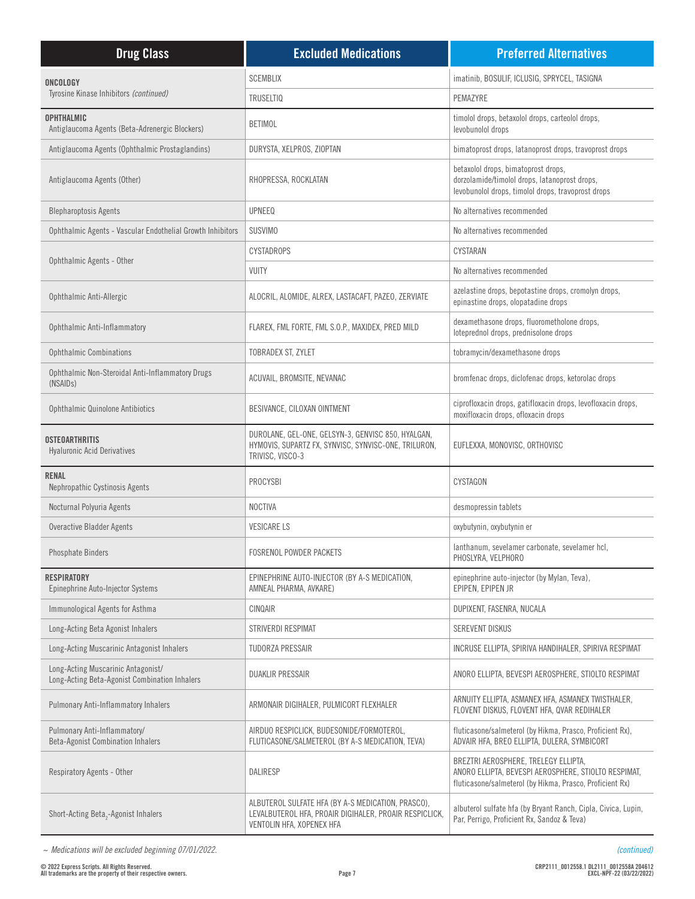| Drug Class | Excluded Medications | Preferred Alternatives |
|---|---|---|
| **ONCOLOGY** Tyrosine Kinase Inhibitors *(continued)* | SCEMBLIX | imatinib, BOSULIF, ICLUSIG, SPRYCEL, TASIGNA |
| | TRUSELTIQ | PEMAZYRE |
| **OPHTHALMIC** Antiglaucoma Agents (Beta-Adrenergic Blockers) | BETIMOL | timolol drops, betaxolol drops, carteolol drops, levobunolol drops |
| Antiglaucoma Agents (Ophthalmic Prostaglandins) | DURYSTA, XELPROS, ZIOPTAN | bimatoprost drops, latanoprost drops, travoprost drops |
| Antiglaucoma Agents (Other) | RHOPRESSA, ROCKLATAN | betaxolol drops, bimatoprost drops, dorzolamide/timolol drops, latanoprost drops, levobunolol drops, timolol drops, travoprost drops |
| Blepharoptosis Agents | UPNEEQ | No alternatives recommended |
| Ophthalmic Agents - Vascular Endothelial Growth Inhibitors | SUSVIMO | No alternatives recommended |
| Ophthalmic Agents - Other | CYSTADROPS | CYSTARAN |
| | VUITY | No alternatives recommended |
| Ophthalmic Anti-Allergic | ALOCRIL, ALOMIDE, ALREX, LASTACAFT, PAZEO, ZERVIATE | azelastine drops, bepotastine drops, cromolyn drops, epinastine drops, olopatadine drops |
| Ophthalmic Anti-Inflammatory | FLAREX, FML FORTE, FML S.O.P., MAXIDEX, PRED MILD | dexamethasone drops, fluorometholone drops, loteprednol drops, prednisolone drops |
| Ophthalmic Combinations | TOBRADEX ST, ZYLET | tobramycin/dexamethasone drops |
| Ophthalmic Non-Steroidal Anti-Inflammatory Drugs (NSAIDs) | ACUVAIL, BROMSITE, NEVANAC | bromfenac drops, diclofenac drops, ketorolac drops |
| Ophthalmic Quinolone Antibiotics | BESIVANCE, CILOXAN OINTMENT | ciprofloxacin drops, gatifloxacin drops, levofloxacin drops, moxifloxacin drops, ofloxacin drops |
| **OSTEOARTHRITIS** Hyaluronic Acid Derivatives | DUROLANE, GEL-ONE, GELSYN-3, GENVISC 850, HYALGAN, HYMOVIS, SUPARTZ FX, SYNVISC, SYNVISC-ONE, TRILURON, TRIVISC, VISCO-3 | EUFLEXXA, MONOVISC, ORTHOVISC |
| **RENAL** Nephropathic Cystinosis Agents | PROCYSBI | CYSTAGON |
| Nocturnal Polyuria Agents | NOCTIVA | desmopressin tablets |
| Overactive Bladder Agents | VESICARE LS | oxybutynin, oxybutynin er |
| Phosphate Binders | FOSRENOL POWDER PACKETS | lanthanum, sevelamer carbonate, sevelamer hcl, PHOSLYRA, VELPHORO |
| **RESPIRATORY** Epinephrine Auto-Injector Systems | EPINEPHRINE AUTO-INJECTOR (BY A-S MEDICATION, AMNEAL PHARMA, AVKARE) | epinephrine auto-injector (by Mylan, Teva), EPIPEN, EPIPEN JR |
| Immunological Agents for Asthma | CINQAIR | DUPIXENT, FASENRA, NUCALA |
| Long-Acting Beta Agonist Inhalers | STRIVERDI RESPIMAT | SEREVENT DISKUS |
| Long-Acting Muscarinic Antagonist Inhalers | TUDORZA PRESSAIR | INCRUSE ELLIPTA, SPIRIVA HANDIHALER, SPIRIVA RESPIMAT |
| Long-Acting Muscarinic Antagonist/ Long-Acting Beta-Agonist Combination Inhalers | DUAKLIR PRESSAIR | ANORO ELLIPTA, BEVESPI AEROSPHERE, STIOLTO RESPIMAT |
| Pulmonary Anti-Inflammatory Inhalers | ARMONAIR DIGIHALER, PULMICORT FLEXHALER | ARNUITY ELLIPTA, ASMANEX HFA, ASMANEX TWISTHALER, FLOVENT DISKUS, FLOVENT HFA, QVAR REDIHALER |
| Pulmonary Anti-Inflammatory/ Beta-Agonist Combination Inhalers | AIRDUO RESPICLICK, BUDESONIDE/FORMOTEROL, FLUTICASONE/SALMETEROL (BY A-S MEDICATION, TEVA) | fluticasone/salmeterol (by Hikma, Prasco, Proficient Rx), ADVAIR HFA, BREO ELLIPTA, DULERA, SYMBICORT |
| Respiratory Agents - Other | DALIRESP | BREZTRI AEROSPHERE, TRELEGY ELLIPTA, ANORO ELLIPTA, BEVESPI AEROSPHERE, STIOLTO RESPIMAT, fluticasone/salmeterol (by Hikma, Prasco, Proficient Rx) |
| Short-Acting $\text{Beta}_2$-Agonist Inhalers | ALBUTEROL SULFATE HFA (BY A-S MEDICATION, PRASCO), LEVALBUTEROL HFA, PROAIR DIGIHALER, PROAIR RESPICLICK, VENTOLIN HFA, XOPENEX HFA | albuterol sulfate hfa (by Bryant Ranch, Cipla, Civica, Lupin, Par, Perrigo, Proficient Rx, Sandoz & Teva) |

*~ Medications will be excluded beginning 07/01/2022.*

*(continued)*

© 2022 Express Scripts. All Rights Reserved.
All trademarks are the property of their respective owners.

CRP2111_0012558.1 DL2111_0012558A 204612
EXCL-NPF-22 (03/22/2022)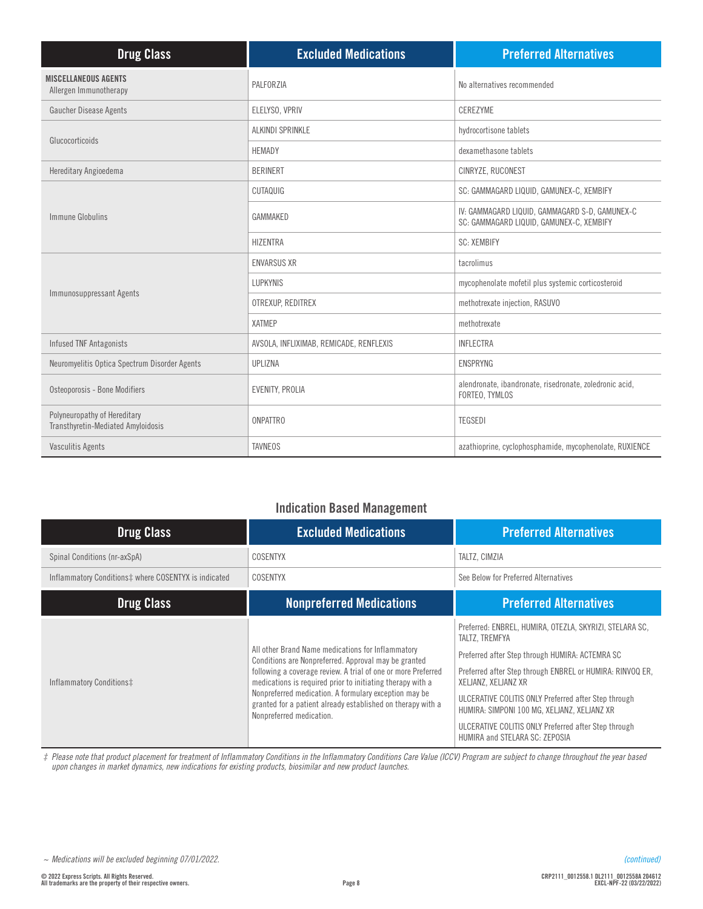| Drug Class | Excluded Medications | Preferred Alternatives |
|---|---|---|
| **MISCELLANEOUS AGENTS** Allergen Immunotherapy | PALFORZIA | No alternatives recommended |
| Gaucher Disease Agents | ELELYSO, VPRIV | CEREZYME |
| Glucocorticoids | ALKINDI SPRINKLE | hydrocortisone tablets |
| | HEMADY | dexamethasone tablets |
| Hereditary Angioedema | BERINERT | CINRYZE, RUCONEST |
| Immune Globulins | CUTAQUIG | SC: GAMMAGARD LIQUID, GAMUNEX-C, XEMBIFY |
| | GAMMAKED | IV: GAMMAGARD LIQUID, GAMMAGARD S-D, GAMUNEX-C SC: GAMMAGARD LIQUID, GAMUNEX-C, XEMBIFY |
| | HIZENTRA | SC: XEMBIFY |
| Immunosuppressant Agents | ENVARSUS XR | tacrolimus |
| | LUPKYNIS | mycophenolate mofetil plus systemic corticosteroid |
| | OTREXUP, REDITREX | methotrexate injection, RASUVO |
| | XATMEP | methotrexate |
| Infused TNF Antagonists | AVSOLA, INFLIXIMAB, REMICADE, RENFLEXIS | INFLECTRA |
| Neuromyelitis Optica Spectrum Disorder Agents | UPLIZNA | ENSPRYNG |
| Osteoporosis - Bone Modifiers | EVENITY, PROLIA | alendronate, ibandronate, risedronate, zoledronic acid, FORTEO, TYMLOS |
| Polyneuropathy of Hereditary Transthyretin-Mediated Amyloidosis | ONPATTRO | TEGSEDI |
| Vasculitis Agents | TAVNEOS | azathioprine, cyclophosphamide, mycophenolate, RUXIENCE |

## Indication Based Management

| Drug Class | Excluded Medications | Preferred Alternatives |
|---|---|---|
| Spinal Conditions (nr-axSpA) | COSENTYX | TALTZ, CIMZIA |
| Inflammatory Conditions‡ where COSENTYX is indicated | COSENTYX | See Below for Preferred Alternatives |

| Drug Class | Nonpreferred Medications | Preferred Alternatives |
|---|---|---|
| Inflammatory Conditions‡ | All other Brand Name medications for Inflammatory Conditions are Nonpreferred. Approval may be granted following a coverage review. A trial of one or more Preferred medications is required prior to initiating therapy with a Nonpreferred medication. A formulary exception may be granted for a patient already established on therapy with a Nonpreferred medication. | Preferred: ENBREL, HUMIRA, OTEZLA, SKYRIZI, STELARA SC, TALTZ, TREMFYA<br><br>Preferred after Step through HUMIRA: ACTEMRA SC<br><br>Preferred after Step through ENBREL or HUMIRA: RINVOQ ER, XELJANZ, XELJANZ XR<br><br>ULCERATIVE COLITIS ONLY Preferred after Step through HUMIRA: SIMPONI 100 MG, XELJANZ, XELJANZ XR<br><br>ULCERATIVE COLITIS ONLY Preferred after Step through HUMIRA and STELARA SC: ZEPOSIA |

*‡ Please note that product placement for treatment of Inflammatory Conditions in the Inflammatory Conditions Care Value (ICCV) Program are subject to change throughout the year based upon changes in market dynamics, new indications for existing products, biosimilar and new product launches.*

*~ Medications will be excluded beginning 07/01/2022.*

*(continued)*

© 2022 Express Scripts. All Rights Reserved.
All trademarks are the property of their respective owners.

CRP2111_0012558.1 DL2111_0012558A 204612
EXCL-NPF-22 (03/22/2022)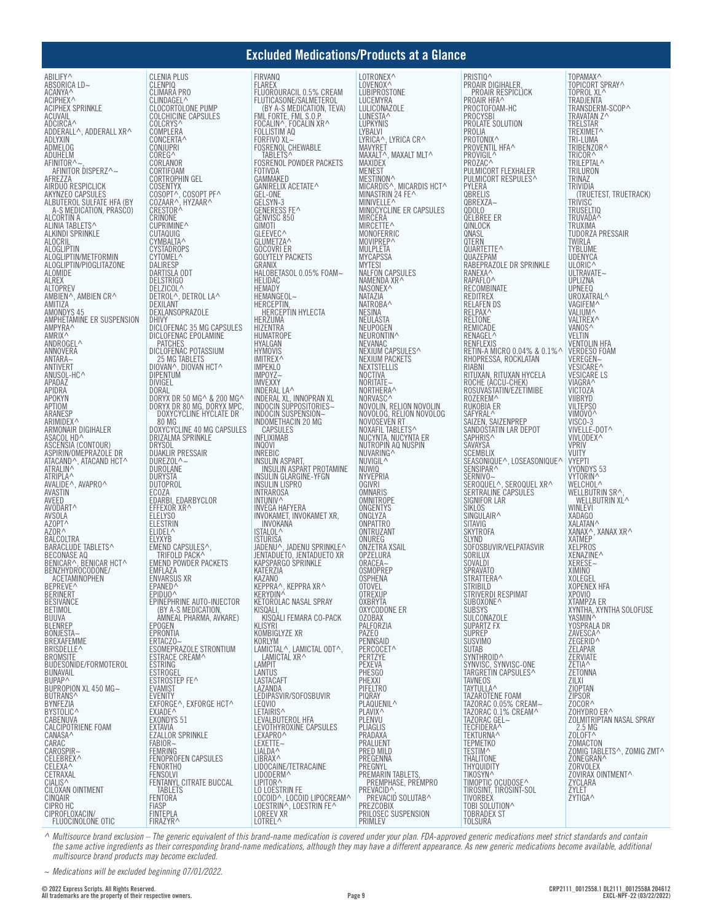## Excluded Medications/Products at a Glance

ABILIFY^
ABSORICA LD~
ACANYA^
ACIPHEX^
ACIPHEX SPRINKLE
ACUVAIL
ADCIRCA^
ADDERALL^, ADDERALL XR^
ADLYXIN
ADMELOG
ADUHELM
AFINITOR^~,
AFINITOR DISPERZ^~
AFREZZA
AIRDUO RESPICLICK
AKYNZEO CAPSULES
ALBUTEROL SULFATE HFA (BY A-S MEDICATION, PRASCO)
ALCORTIN A
ALINIA TABLETS^
ALKINDI SPRINKLE
ALOCRIL
ALOGLIPTIN
ALOGLIPTIN/METFORMIN
ALOGLIPTIN/PIOGLITAZONE
ALOMIDE
ALREX
ALTOPREV
AMBIEN^, AMBIEN CR^
AMITIZA
AMONDYS 45
AMPHETAMINE ER SUSPENSION
AMPYRA^
AMRIX^
ANDROGEL^
ANNOVERA
ANTARA~
ANTIVERT
ANUSOL-HC^
APADAZ
APIDRA
APOKYN
APTIOM
ARANESP
ARIMIDEX^
ARMONAIR DIGIHALER
ASACOL HD^
ASCENSIA (CONTOUR)
ASPIRIN/OMEPRAZOLE DR
ATACAND^, ATACAND HCT^
ATRALIN^
ATRIPLA^
AVALIDE^, AVAPRO^
AVASTIN
AVEED
AVODART^
AVSOLA
AZOPT^
AZOR^
BALCOLTRA
BARACLUDE TABLETS^
BECONASE AQ
BENICAR^, BENICAR HCT^
BENZHYDROCODONE/ACETAMINOPHEN
BEPREVE^
BERINERT
BESIVANCE
BETIMOL
BIJUVA
BLENREP
BONJESTA~
BREXAFEMME
BRISDELLE^
BROMSITE
BUDESONIDE/FORMOTEROL
BUNAVAIL
BUPAP^
BUPROPION XL 450 MG~
BUTRANS^
BYNFEZIA
BYSTOLIC^
CABENUVA
CALCIPOTRIENE FOAM
CANASA^
CARAC
CAROSPIR~
CELEBREX^
CELEXA^
CETRAXAL
CIALIS^
CILOXAN OINTMENT
CINQAIR
CIPRO HC
CIPROFLOXACIN/FLUOCINOLONE OTIC
CLENIA PLUS
CLENPIQ
CLIMARA PRO
CLINDAGEL^
CLOCORTOLONE PUMP
COLCHICINE CAPSULES
COLCRYS^
COMPLERA
CONCERTA^
CONJUPRI
COREG^
CORLANOR
CORTIFOAM
CORTROPHIN GEL
COSENTYX
COSOPT^, COSOPT PF^
COZAAR^, HYZAAR^
CRESTOR^
CRINONE
CUPRIMINE^
CUTAQUIG
CYMBALTA^
CYSTADROPS
CYTOMEL^
DALIRESP
DARTISLA ODT
DELSTRIGO
DELZICOL^
DETROL^, DETROL LA^
DEXILANT
DEXLANSOPRAZOLE
DHIVY
DICLOFENAC 35 MG CAPSULES
DICLOFENAC EPOLAMINE PATCHES
DICLOFENAC POTASSIUM 25 MG TABLETS
DIOVAN^, DIOVAN HCT^
DIPENTUM
DIVIGEL
DORAL
DORYX DR 50 MG^ & 200 MG^
DORYX DR 80 MG, DORYX MPC, DOXYCYCLINE HYCLATE DR 80 MG
DOXYCYCLINE 40 MG CAPSULES
DRIZALMA SPRINKLE
DRYSOL
DUAKLIR PRESSAIR
DUREZOL^~
DUROLANE
DURYSTA
DUTOPROL
ECOZA
EDARBI, EDARBYCLOR
EFFEXOR XR^
ELELYSO
ELESTRIN
ELIDEL^
ELYXYB
EMEND CAPSULES^, TRIFOLD PACK^
EMEND POWDER PACKETS
EMFLAZA
ENVARSUS XR
EPANED^
EPIDUO^
EPINEPHRINE AUTO-INJECTOR (BY A-S MEDICATION, AMNEAL PHARMA, AVKARE)
EPOGEN
EPRONTIA
ERTACZO~
ESOMEPRAZOLE STRONTIUM
ESTRACE CREAM^
ESTRING
ESTROGEL
ESTROSTEP FE^
EVAMIST
EVENITY
EXFORGE^, EXFORGE HCT^
EXJADE^
EXONDYS 51
EXTAVIA
EZALLOR SPRINKLE
FABIOR~
FEMRING
FENOPROFEN CAPSULES
FENORTHO
FENSOLVI
FENTANYL CITRATE BUCCAL TABLETS
FENTORA
FIASP
FINTEPLA
FIRAZYR^
FIRVANQ
FLAREX
FLUOROURACIL 0.5% CREAM
FLUTICASONE/SALMETEROL (BY A-S MEDICATION, TEVA)
FML FORTE, FML S.O.P.
FOCALIN^, FOCALIN XR^
FOLLISTIM AQ
FORFIVO XL~
FOSRENOL CHEWABLE TABLETS^
FOSRENOL POWDER PACKETS
FOTIVDA
GAMMAKED
GANIRELIX ACETATE^
GEL-ONE
GELSYN-3
GENERESS FE^
GENVISC 850
GIMOTI
GLEEVEC^
GLUMETZA^
GOCOVRI ER
GOLYTELY PACKETS
GRANIX
HALOBETASOL 0.05% FOAM~
HELIDAC
HEMADY
HEMANGEOL~
HERCEPTIN, HERCEPTIN HYLECTA
HERZUMA
HIZENTRA
HUMATROPE
HYALGAN
HYMOVIS
IMITREX^
IMPEKLO
IMPOYZ~
IMVEXXY
INDERAL LA^
INDERAL XL, INNOPRAN XL
INDOCIN SUPPOSITORIES~
INDOCIN SUSPENSION~
INDOMETHACIN 20 MG CAPSULES
INFLIXIMAB
INQOVI
INREBIC
INSULIN ASPART, INSULIN ASPART PROTAMINE
INSULIN GLARGINE-YFGN
INSULIN LISPRO
INTRAROSA
INTUNIV^
INVEGA HAFYERA
INVOKAMET, INVOKAMET XR, INVOKANA
ISTALOL^
ISTURISA
JADENU^, JADENU SPRINKLE^
JENTADUETO, JENTADUETO XR
KAPSPARGO SPRINKLE
KATERZIA
KAZANO
KEPPRA^, KEPPRA XR^
KERYDIN^
KETOROLAC NASAL SPRAY
KISQALI, KISQALI FEMARA CO-PACK
KLISYRI
KOMBIGLYZE XR
KORLYM
LAMICTAL^, LAMICTAL ODT^, LAMICTAL XR^
LAMPIT
LANTUS
LASTACAFT
LAZANDA
LEDIPASVIR/SOFOSBUVIR
LEQVIO
LETAIRIS^
LEVALBUTEROL HFA
LEVOTHYROXINE CAPSULES
LEXAPRO^
LEXETTE~
LIALDA^
LIBRAX^
LIDOCAINE/TETRACAINE
LIDODERM^
LIPITOR^
LO LOESTRIN FE
LOCOID^, LOCOID LIPOCREAM^
LOESTRIN^, LOESTRIN FE^
LOREEV XR
LOTREL^
LOTRONEX^
LOVENOX^
LUBIPROSTONE
LUCEMYRA
LULICONAZOLE
LUNESTA^
LUPKYNIS
LYBALVI
LYRICA^, LYRICA CR^
MAVYRET
MAXALT^, MAXALT MLT^
MAXIDEX
MENEST
MESTINON^
MICARDIS^, MICARDIS HCT^
MINASTRIN 24 FE^
MINIVELLE^
MINOCYCLINE ER CAPSULES
MIRCERA
MIRCETTE^
MONOFERRIC
MOVIPREP^
MULPLETA
MYCAPSSA
MYTESI
NALFON CAPSULES
NAMENDA XR^
NASONEX^
NATAZIA
NATROBA^
NESINA
NEULASTA
NEUPOGEN
NEURONTIN^
NEVANAC
NEXIUM CAPSULES^
NEXIUM PACKETS
NEXTSTELLIS
NOCTIVA
NORITATE~
NORTHERA^
NORVASC^
NOVOLIN, RELION NOVOLIN
NOVOLOG, RELION NOVOLOG
NOVOSEVEN RT
NOXAFIL TABLETS^
NUCYNTA, NUCYNTA ER
NUTROPIN AQ NUSPIN
NUVARING^
NUVIGIL^
NUWIQ
NYVEPRIA
OGIVRI
OMNARIS
OMNITROPE
ONGENTYS
ONGLYZA
ONPATTRO
ONTRUZANT
ONUREG
ONZETRA XSAIL
OPZELURA
ORACEA~
OSMOPREP
OSPHENA
OTOVEL
OTREXUP
OXBRYTA
OXYCODONE ER
OZOBAX
PALFORZIA
PAZEO
PENNSAID
PERCOCET^
PERTZYE
PEXEVA
PHESGO
PHEXXI
PIFELTRO
PIQRAY
PLAQUENIL^
PLAVIX^
PLENVU
PLIAGLIS
PRADAXA
PRALUENT
PRED MILD
PREGENNA
PREGNYL
PREMARIN TABLETS, PREMPHASE, PREMPRO
PREVACID^, PREVACID SOLUTAB^
PREZCOBIX
PRILOSEC SUSPENSION
PRIMLEV
PRISTIQ^
PROAIR DIGIHALER, PROAIR RESPICLICK
PROAIR HFA^
PROCTOFOAM-HC
PROCYSBI
PROLATE SOLUTION
PROLIA
PROTONIX^
PROVENTIL HFA^
PROVIGIL^
PROZAC^
PULMICORT FLEXHALER
PULMICORT RESPULES^
PYLERA
QBRELIS
QBREXZA~
QDOLO
QELBREE ER
QINLOCK
QNASL
QTERN
QUARTETTE^
QUAZEPAM
RABEPRAZOLE DR SPRINKLE
RANEXA^
RAPAFLO^
RECOMBINATE
REDITREX
RELAFEN DS
RELPAX^
RELTONE
REMICADE
RENAGEL^
RENFLEXIS
RETIN-A MICRO 0.04% & 0.1%^
RHOPRESSA, ROCKLATAN
RIABNI
RITUXAN, RITUXAN HYCELA
ROCHE (ACCU-CHEK)
ROSUVASTATIN/EZETIMIBE
ROZEREM^
RUKOBIA ER
SAFYRAL^
SAIZEN, SAIZENPREP
SANDOSTATIN LAR DEPOT
SAPHRIS^
SAVAYSA
SCEMBLIX
SEASONIQUE^, LOSEASONIQUE^
SENSIPAR^
SERNIVO~
SEROQUEL^, SEROQUEL XR^
SERTRALINE CAPSULES
SIGNIFOR LAR
SIKLOS
SINGULAIR^
SITAVIG
SKYTROFA
SLYND
SOFOSBUVIR/VELPATASVIR
SORILUX
SOVALDI
SPRAVATO
STRATTERA^
STRIBILD
STRIVERDI RESPIMAT
SUBOXONE^
SUBSYS
SULCONAZOLE
SUPARTZ FX
SUPREP
SUSVIMO
SUTAB
SYNTHROID^
SYNVISC, SYNVISC-ONE
TARGRETIN CAPSULES^
TAVNEOS
TAYTULLA^
TAZAROTENE FOAM
TAZORAC 0.05% CREAM~
TAZORAC 0.1% CREAM^
TAZORAC GEL~
TECFIDERA^
TEKTURNA^
TEPMETKO
TESTIM^
THALITONE
THYQUIDITY
TIKOSYN^
TIMOPTIC OCUDOSE^
TIROSINT, TIROSINT-SOL
TIVORBEX
TOBI SOLUTION^
TOBRADEX ST
TOLSURA
TOPAMAX^
TOPICORT SPRAY^
TOPROL XL^
TRADJENTA
TRANSDERM-SCOP^
TRAVATAN Z^
TRELSTAR
TREXIMET^
TRI-LUMA
TRIBENZOR^
TRICOR^
TRILEPTAL^
TRILURON
TRINAZ
TRIVIDIA (TRUETEST, TRUETRACK)
TRIVISC
TRUSELTIQ
TRUVADA^
TRUXIMA
TUDORZA PRESSAIR
TWIRLA
TYBLUME
UDENYCA
ULORIC^
ULTRAVATE~
UPLIZNA
UPNEEQ
UROXATRAL^
VAGIFEM^
VALIUM^
VALTREX^
VANOS^
VELTIN
VENTOLIN HFA
VERDESO FOAM
VEREGEN~
VESICARE^
VESICARE LS
VIAGRA^
VICTOZA
VIIBRYD
VILTEPSO
VIMOVO^
VISCO-3
VIVELLE-DOT^
VIVLODEX^
VPRIV
VUITY
VYEPTI
VYONDYS 53
VYTORIN^
WELCHOL^
WELLBUTRIN SR^, WELLBUTRIN XL^
WINLEVI
XADAGO
XALATAN^
XANAX^, XANAX XR^
XATMEP
XELPROS
XENAZINE^
XERESE~
XIMINO
XOLEGEL
XOPENEX HFA
XPOVIO
XTAMPZA ER
XYNTHA, XYNTHA SOLOFUSE
YASMIN^
YOSPRALA DR
ZAVESCA^
ZEGERID^
ZELAPAR
ZERVIATE
ZETIA^
ZETONNA
ZILXI
ZIOPTAN
ZIPSOR
ZOCOR^
ZOHYDRO ER^
ZOLMITRIPTAN NASAL SPRAY 2.5 MG
ZOLOFT^
ZOMACTON
ZOMIG TABLETS^, ZOMIG ZMT^
ZONEGRAN^
ZORVOLEX
ZOVIRAX OINTMENT^
ZYCLARA
ZYLET
ZYTIGA^

*^ Multisource brand exclusion – The generic equivalent of this brand-name medication is covered under your plan. FDA-approved generic medications meet strict standards and contain the same active ingredients as their corresponding brand-name medications, although they may have a different appearance. As new generic medications become available, additional multisource brand products may become excluded.*

*~ Medications will be excluded beginning 07/01/2022.*

© 2022 Express Scripts. All Rights Reserved.
All trademarks are the property of their respective owners.

CRP2111_0012558.1 DL2111_0012558A 204612
EXCL-NPF-22 (03/22/2022)